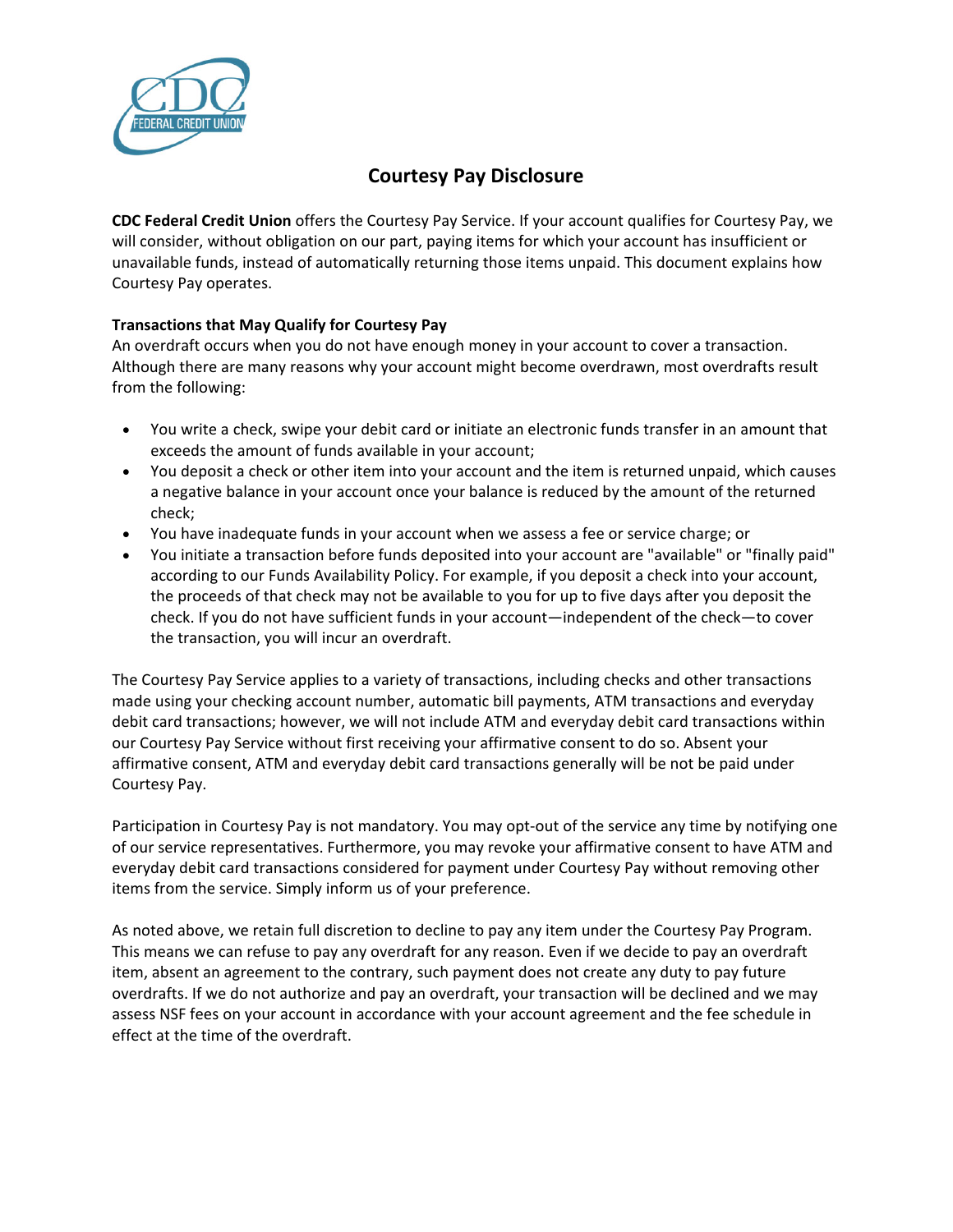# Courtesy Pay Disclosure

**CDC Federal Credit Union** offers the Courtesy Pay Service. If your account qualifies for Courtesy Pay, we will consider, without obligation on our part, paying items for which your account has insufficient or unavailable funds, instead of automatically returning those items unpaid. This document explains how Courtesy Pay operates.

**Transactions that May Qualify for Courtesy Pay**

An overdraft occurs when you do not have enough money in your account to cover a transaction. Although there are many reasons why your account might become overdrawn, most overdrafts result from the following:

- You write a check, swipe your debit card or initiate an electronic funds transfer in an amount that exceeds the amount of funds available in your account;
- You deposit a check or other item into your account and the item is returned unpaid, which causes a negative balance in your account once your balance is reduced by the amount of the returned check;
- You have inadequate funds in your account when we assess a fee or service charge; or
- You initiate a transaction before funds deposited into your account are "available" or "finally paid" according to our Funds Availability Policy. For example, if you deposit a check into your account, the proceeds of that check may not be available to you for up to five days after you deposit the check. If you do not have sufficient funds in your account—independent of the check—to cover the transaction, you will incur an overdraft.

The Courtesy Pay Service applies to a variety of transactions, including checks and other transactions made using your checking account number, automatic bill payments, ATM transactions and everyday debit card transactions; however, we will not include ATM and everyday debit card transactions within our Courtesy Pay Service without first receiving your affirmative consent to do so. Absent your affirmative consent, ATM and everyday debit card transactions generally will be not be paid under Courtesy Pay.

Participation in Courtesy Pay is not mandatory. You may opt-out of the service any time by notifying one of our service representatives. Furthermore, you may revoke your affirmative consent to have ATM and everyday debit card transactions considered for payment under Courtesy Pay without removing other items from the service. Simply inform us of your preference.

As noted above, we retain full discretion to decline to pay any item under the Courtesy Pay Program. This means we can refuse to pay any overdraft for any reason. Even if we decide to pay an overdraft item, absent an agreement to the contrary, such payment does not create any duty to pay future overdrafts. If we do not authorize and pay an overdraft, your transaction will be declined and we may assess NSF fees on your account in accordance with your account agreement and the fee schedule in effect at the time of the overdraft.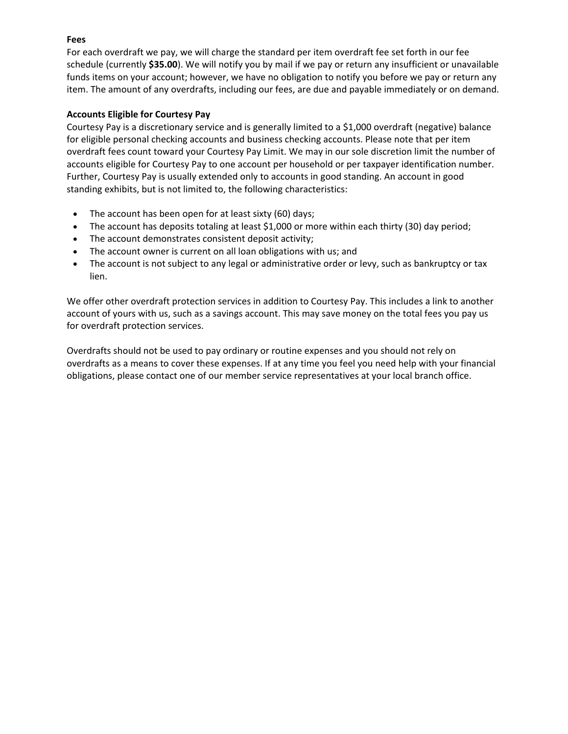**Fees**

For each overdraft we pay, we will charge the standard per item overdraft fee set forth in our fee schedule (currently **$35.00**). We will notify you by mail if we pay or return any insufficient or unavailable funds items on your account; however, we have no obligation to notify you before we pay or return any item. The amount of any overdrafts, including our fees, are due and payable immediately or on demand.

**Accounts Eligible for Courtesy Pay**

Courtesy Pay is a discretionary service and is generally limited to a $1,000 overdraft (negative) balance for eligible personal checking accounts and business checking accounts. Please note that per item overdraft fees count toward your Courtesy Pay Limit. We may in our sole discretion limit the number of accounts eligible for Courtesy Pay to one account per household or per taxpayer identification number. Further, Courtesy Pay is usually extended only to accounts in good standing. An account in good standing exhibits, but is not limited to, the following characteristics:

- The account has been open for at least sixty (60) days;
- The account has deposits totaling at least $1,000 or more within each thirty (30) day period;
- The account demonstrates consistent deposit activity;
- The account owner is current on all loan obligations with us; and
- The account is not subject to any legal or administrative order or levy, such as bankruptcy or tax lien.

We offer other overdraft protection services in addition to Courtesy Pay. This includes a link to another account of yours with us, such as a savings account. This may save money on the total fees you pay us for overdraft protection services.

Overdrafts should not be used to pay ordinary or routine expenses and you should not rely on overdrafts as a means to cover these expenses. If at any time you feel you need help with your financial obligations, please contact one of our member service representatives at your local branch office.